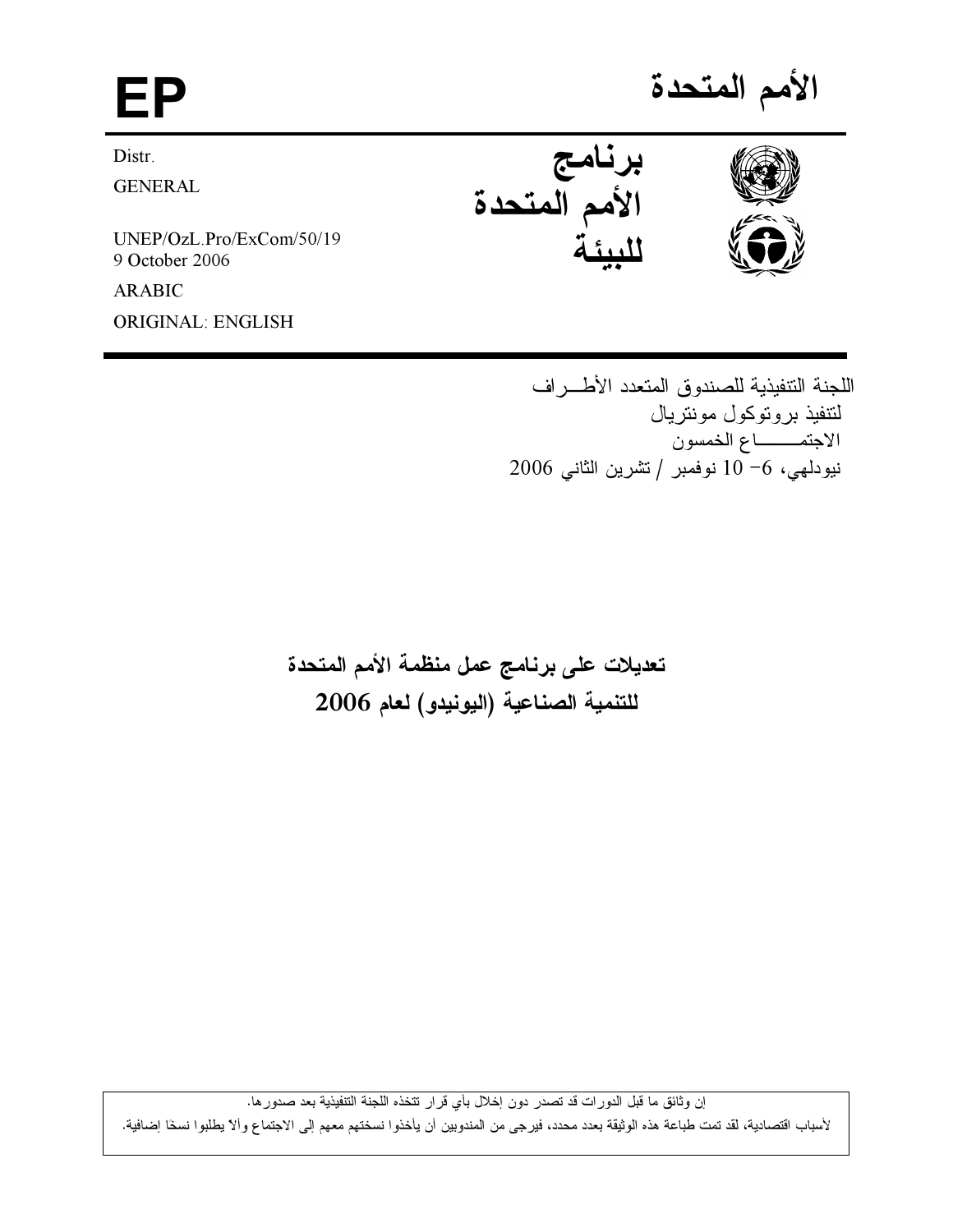EP

الأمم المتحدة

Distr.
GENERAL

UNEP/OzL.Pro/ExCom/50/19
9 October 2006

ARABIC
ORIGINAL: ENGLISH

برنامج
الأمم المتحدة
للبيئة

اللجنة التنفيذية للصندوق المتعدد الأطـــراف
لتنفيذ بروتوكول مونتريال
الاجتمـــــــاع الخمسون
نيودلهي، 6– 10 نوفمبر / تشرين الثاني 2006

# تعديلات على برنامج عمل منظمة الأمم المتحدة للتنمية الصناعية (اليونيدو) لعام 2006

إن وثائق ما قبل الدورات قد تصدر دون إخلال بأي قرار تتخذه اللجنة التنفيذية بعد صدورها.

لأسباب اقتصادية، لقد تمت طباعة هذه الوثيقة بعدد محدد، فيرجى من المندوبين أن يأخذوا نسختهم معهم إلى الاجتماع وألا يطلبوا نسخًا إضافية.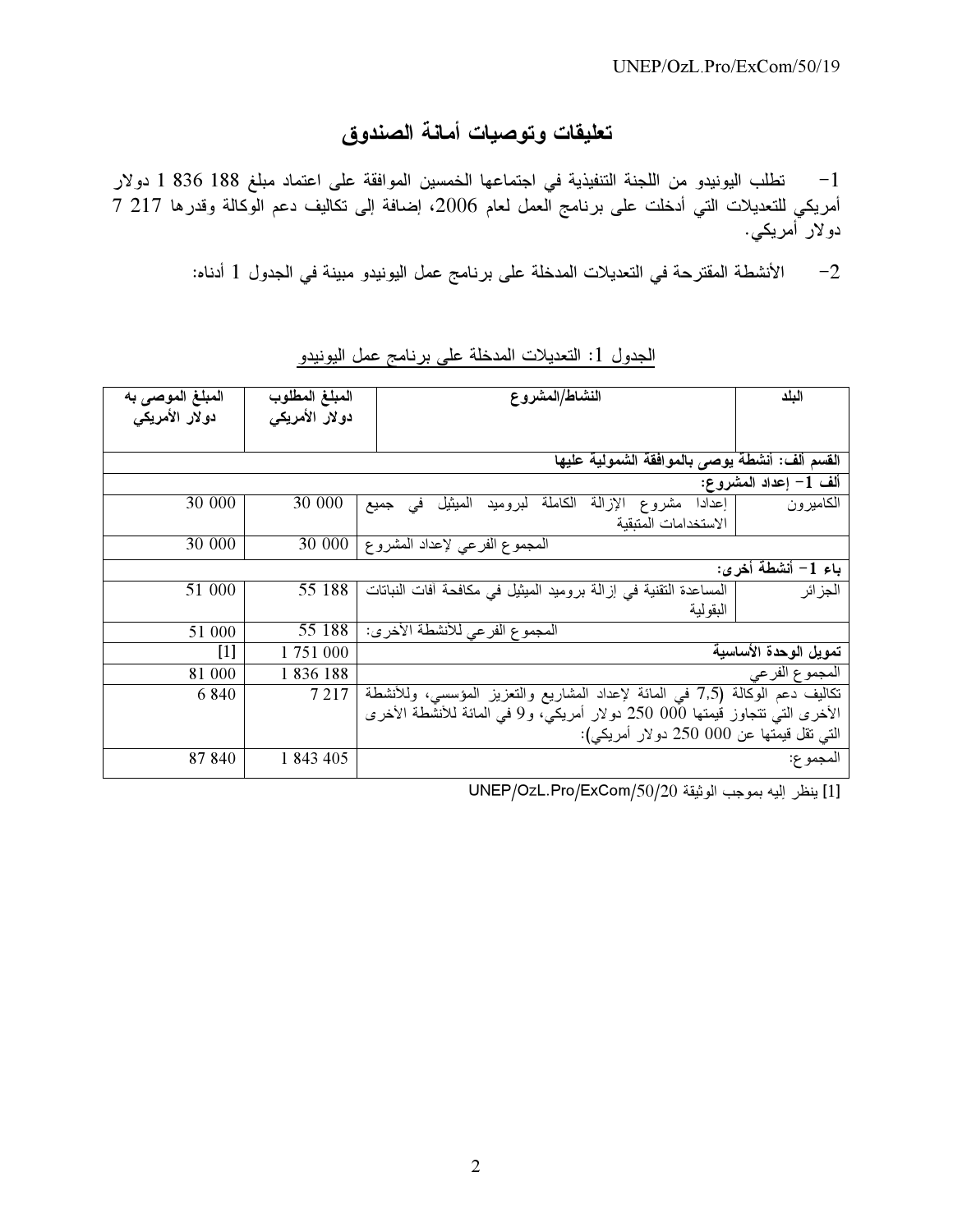## تعليقات وتوصيات أمانة الصندوق

1- تطلب اليونيدو من اللجنة التنفيذية في اجتماعها الخمسين الموافقة على اعتماد مبلغ 188 836 1 دولار أمريكي للتعديلات التي أدخلت على برنامج العمل لعام 2006، إضافة إلى تكاليف دعم الوكالة وقدرها 217 7 دولار أمريكي.

2- الأنشطة المقترحة في التعديلات المدخلة على برنامج عمل اليونيدو مبينة في الجدول 1 أدناه:

الجدول 1: التعديلات المدخلة على برنامج عمل اليونيدو

| البلد | النشاط/المشروع | المبلغ المطلوب دولار الأمريكي | المبلغ الموصى به دولار الأمريكي |
|---|---|---|---|
| **القسم ألف: أنشطة يوصى بالموافقة الشمولية عليها** | | | |
| **ألف 1- إعداد المشروع:** | | | |
| الكاميرون | إعدادا مشروع الإزالة الكاملة لبروميد الميثيل في جميع الاستخدامات المتبقية | 30 000 | 30 000 |
| | المجموع الفرعي لإعداد المشروع | 30 000 | 30 000 |
| **باء 1- أنشطة أخرى:** | | | |
| الجزائر | المساعدة التقنية في إزالة بروميد الميثيل في مكافحة آفات النباتات البقولية | 55 188 | 51 000 |
| | المجموع الفرعي للأنشطة الأخرى: | 55 188 | 51 000 |
| **تمويل الوحدة الأساسية** | | 1 751 000 | [1] |
| المجموع الفرعي | | 1 836 188 | 81 000 |
| تكاليف دعم الوكالة (7,5 في المائة لإعداد المشاريع والتعزيز المؤسسي، وللأنشطة الأخرى التي تتجاوز قيمتها 000 250 دولار أمريكي، و9 في المائة للأنشطة الأخرى التي تقل قيمتها عن 000 250 دولار أمريكي): | | 7 217 | 6 840 |
| المجموع: | | 1 843 405 | 87 840 |

[1] ينظر إليه بموجب الوثيقة UNEP/OzL.Pro/ExCom/50/20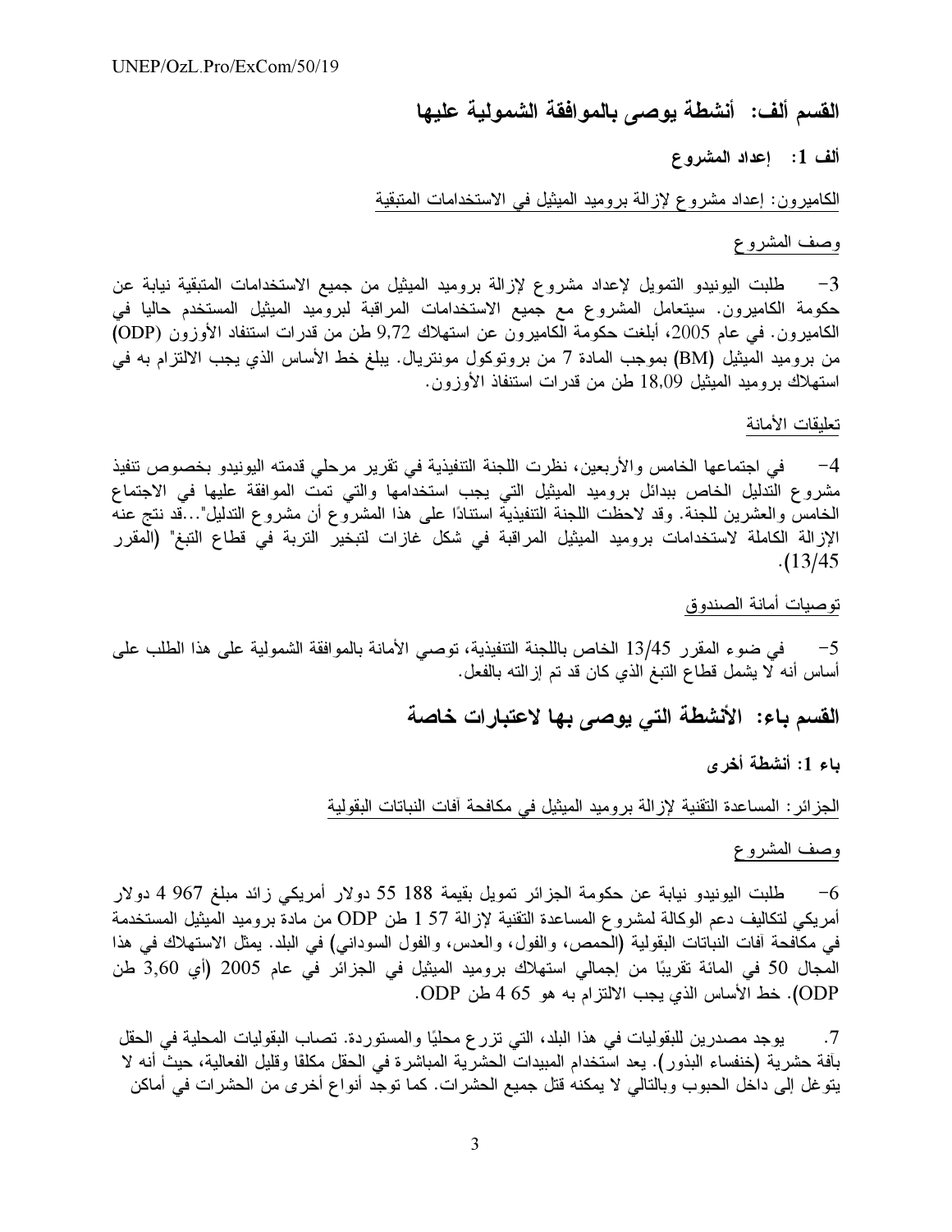## القسم ألف:  أنشطة يوصى بالموافقة الشمولية عليها

### ألف 1:   إعداد المشروع

الكاميرون: إعداد مشروع لإزالة بروميد الميثيل في الاستخدامات المتبقية

وصف المشروع

3-   طلبت اليونيدو التمويل لإعداد مشروع لإزالة بروميد الميثيل من جميع الاستخدامات المتبقية نيابة عن حكومة الكاميرون. سيتعامل المشروع مع جميع الاستخدامات المراقبة لبروميد الميثيل المستخدم حاليا في الكاميرون. في عام 2005، أبلغت حكومة الكاميرون عن استهلاك 9,72 طن من قدرات استنفاد الأوزون (ODP) من بروميد الميثيل (BM) بموجب المادة 7 من بروتوكول مونتريال. يبلغ خط الأساس الذي يجب الالتزام به في استهلاك بروميد الميثيل 18,09 طن من قدرات استنفاذ الأوزون.

تعليقات الأمانة

4-   في اجتماعها الخامس والأربعين، نظرت اللجنة التنفيذية في تقرير مرحلي قدمته اليونيدو بخصوص تنفيذ مشروع التدليل الخاص ببدائل بروميد الميثيل التي يجب استخدامها والتي تمت الموافقة عليها في الاجتماع الخامس والعشرين للجنة. وقد لاحظت اللجنة التنفيذية استنادًا على هذا المشروع أن مشروع التدليل"...قد نتج عنه الإزالة الكاملة لاستخدامات بروميد الميثيل المراقبة في شكل غازات لتبخير التربة في قطاع التبغ" (المقرر 13/45).

توصيات أمانة الصندوق

5-   في ضوء المقرر 13/45 الخاص باللجنة التنفيذية، توصي الأمانة بالموافقة الشمولية على هذا الطلب على أساس أنه لا يشمل قطاع التبغ الذي كان قد تم إزالته بالفعل.

## القسم باء:  الأنشطة التي يوصى بها لاعتبارات خاصة

### باء 1: أنشطة أخرى

الجزائر: المساعدة التقنية لإزالة بروميد الميثيل في مكافحة آفات النباتات البقولية

وصف المشروع

6-   طلبت اليونيدو نيابة عن حكومة الجزائر تمويل بقيمة 188 55 دولار أمريكي زائد مبلغ 967 4 دولار أمريكي لتكاليف دعم الوكالة لمشروع المساعدة التقنية لإزالة 57 1 طن ODP من مادة بروميد الميثيل المستخدمة في مكافحة آفات النباتات البقولية (الحمص، والفول، والعدس، والفول السوداني) في البلد. يمثل الاستهلاك في هذا المجال 50 في المائة تقريبًا من إجمالي استهلاك بروميد الميثيل في الجزائر في عام 2005 (أي 3,60 طن ODP). خط الأساس الذي يجب الالتزام به هو 65 4 طن ODP.

7.   يوجد مصدرين للبقوليات في هذا البلد، التي تزرع محليًا والمستوردة. تصاب البقوليات المحلية في الحقل بآفة حشرية (خنفساء البذور). يعد استخدام المبيدات الحشرية المباشرة في الحقل مكلفًا وقليل الفعالية، حيث أنه لا يتوغل إلى داخل الحبوب وبالتالي لا يمكنه قتل جميع الحشرات. كما توجد أنواع أخرى من الحشرات في أماكن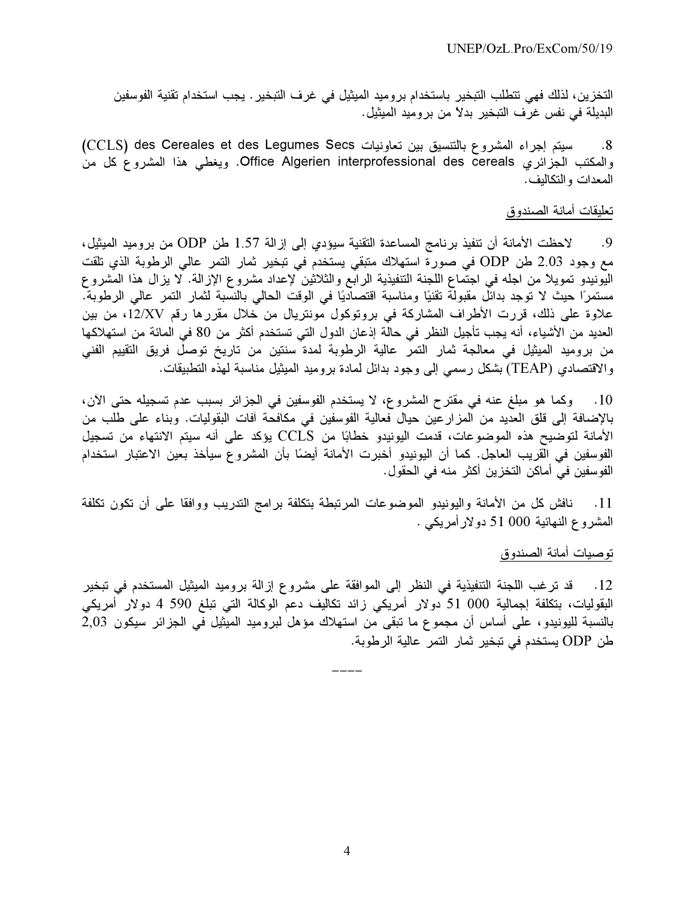التخزين، لذلك فهي تتطلب التبخير باستخدام بروميد الميثيل في غرف التبخير. يجب استخدام تقنية الفوسفين البديلة في نفس غرف التبخير بدلاً من بروميد الميثيل.

8. سيتم إجراء المشروع بالتنسيق بين تعاونيات des Cereales et des Legumes Secs (CCLS) والمكتب الجزائري Office Algerien interprofessional des cereals. ويغطي هذا المشروع كل من المعدات والتكاليف.

## تعليقات أمانة الصندوق

9. لاحظت الأمانة أن تنفيذ برنامج المساعدة التقنية سيؤدي إلى إزالة 1.57 طن ODP من بروميد الميثيل، مع وجود 2.03 طن ODP في صورة استهلاك متبقي يستخدم في تبخير ثمار التمر عالي الرطوبة الذي تلقت اليونيدو تمويلاً من اجله في اجتماع اللجنة التنفيذية الرابع والثلاثين لإعداد مشروع الإزالة. لا يزال هذا المشروع مستمرًا حيث لا توجد بدائل مقبولة تقنيًا ومناسبة اقتصاديًا في الوقت الحالي بالنسبة لثمار التمر عالي الرطوبة. علاوة على ذلك، قررت الأطراف المشاركة في بروتوكول مونتريال من خلال مقررها رقم 12/XV، من بين العديد من الأشياء، أنه يجب تأجيل النظر في حالة إذعان الدول التي تستخدم أكثر من 80 في المائة من استهلاكها من بروميد الميثيل في معالجة ثمار التمر عالية الرطوبة لمدة سنتين من تاريخ توصل فريق التقييم الفني والاقتصادي (TEAP) بشكل رسمي إلى وجود بدائل لمادة بروميد الميثيل مناسبة لهذه التطبيقات.

10. وكما هو مبلغ عنه في مقترح المشروع، لا يستخدم الفوسفين في الجزائر بسبب عدم تسجيله حتى الآن، بالإضافة إلى قلق العديد من المزارعين حيال فعالية الفوسفين في مكافحة آفات البقوليات. وبناء على طلب من الأمانة لتوضيح هذه الموضوعات، قدمت اليونيدو خطابًا من CCLS يؤكد على أنه سيتم الانتهاء من تسجيل الفوسفين في القريب العاجل. كما أن اليونيدو أخبرت الأمانة أيضًا بأن المشروع سيأخذ بعين الاعتبار استخدام الفوسفين في أماكن التخزين أكثر منه في الحقول.

11. ناقش كل من الأمانة واليونيدو الموضوعات المرتبطة بتكلفة برامج التدريب ووافقا على أن تكون تكلفة المشروع النهائية 51 000 دولار أمريكي.

## توصيات أمانة الصندوق

12. قد ترغب اللجنة التنفيذية في النظر إلى الموافقة على مشروع إزالة بروميد الميثيل المستخدم في تبخير البقوليات، بتكلفة إجمالية 51 000 دولار أمريكي زائد تكاليف دعم الوكالة التي تبلغ 4 590 دولار أمريكي بالنسبة لليونيدو، على أساس أن مجموع ما تبقى من استهلاك مؤهل لبروميد الميثيل في الجزائر سيكون 2,03 طن ODP يستخدم في تبخير ثمار التمر عالية الرطوبة.

----